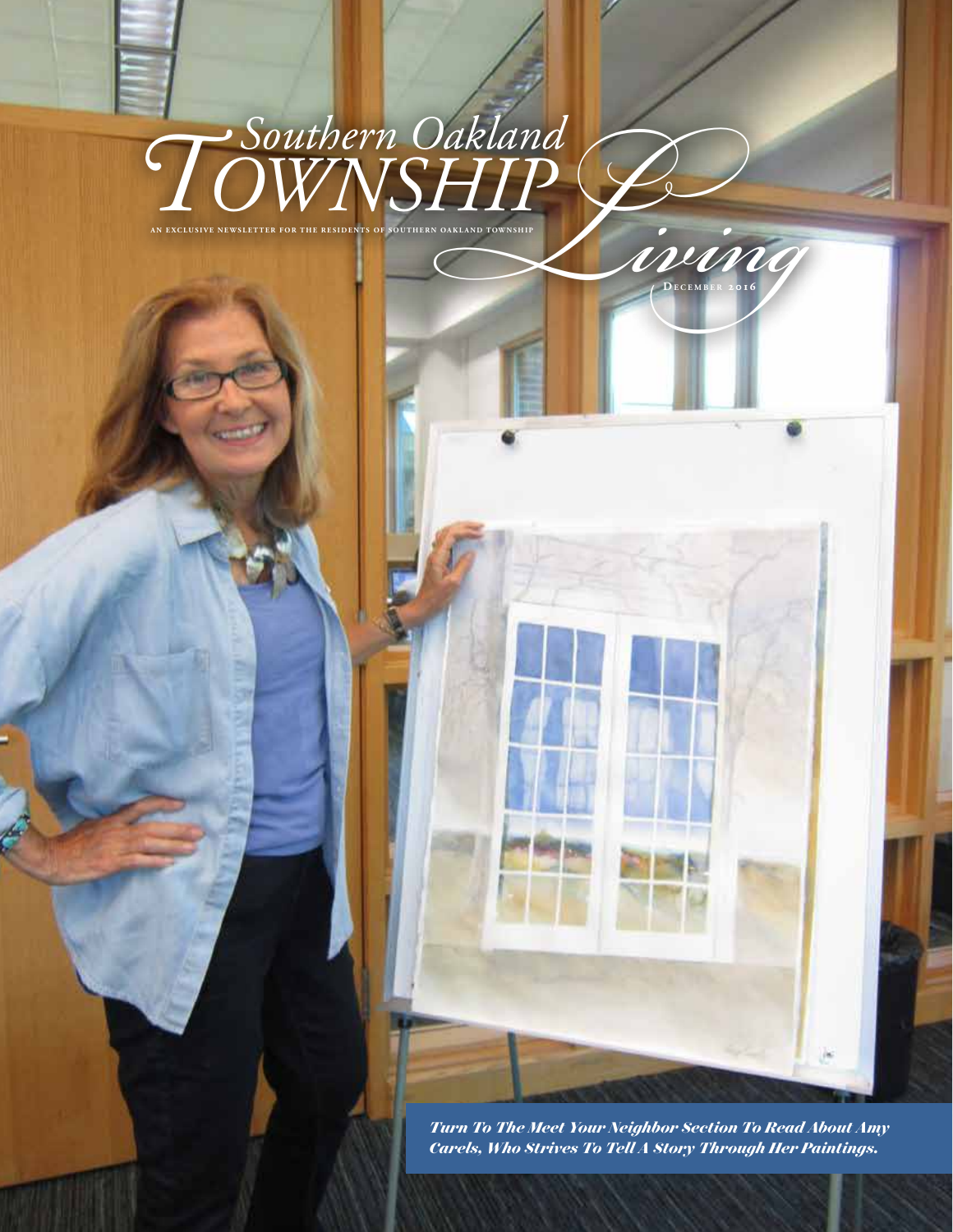# Southern Oakland TOWNSHIP Living

AN EXCLUSIVE NEWSLETTER FOR THE RESIDENTS OF SOUTHERN OAKLAND TOWNSHIP

December 2016

***Turn To The Meet Your Neighbor Section To Read About Amy Carels, Who Strives To Tell A Story Through Her Paintings.***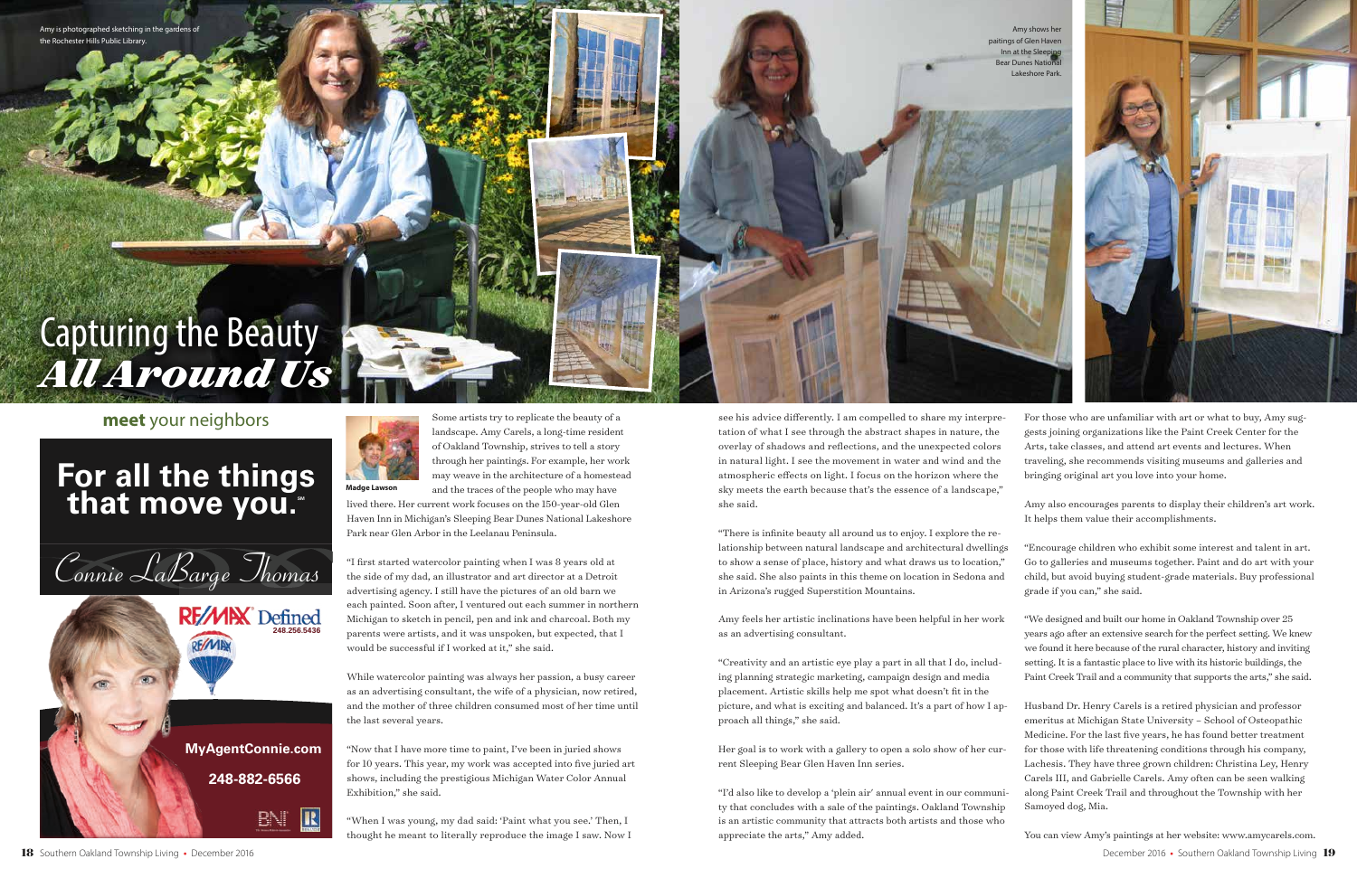Amy is photographed sketching in the gardens of the Rochester Hills Public Library.

# Capturing the Beauty *All Around Us*

**meet** your neighbors

Amy shows her paitings of Glen Haven Inn at the Sleeping Bear Dunes National Lakeshore Park.

Madge Lawson

Some artists try to replicate the beauty of a landscape. Amy Carels, a long-time resident of Oakland Township, strives to tell a story through her paintings. For example, her work may weave in the architecture of a homestead and the traces of the people who may have lived there. Her current work focuses on the 150-year-old Glen Haven Inn in Michigan's Sleeping Bear Dunes National Lakeshore Park near Glen Arbor in the Leelanau Peninsula.

"I first started watercolor painting when I was 8 years old at the side of my dad, an illustrator and art director at a Detroit advertising agency. I still have the pictures of an old barn we each painted. Soon after, I ventured out each summer in northern Michigan to sketch in pencil, pen and ink and charcoal. Both my parents were artists, and it was unspoken, but expected, that I would be successful if I worked at it," she said.

While watercolor painting was always her passion, a busy career as an advertising consultant, the wife of a physician, now retired, and the mother of three children consumed most of her time until the last several years.

"Now that I have more time to paint, I've been in juried shows for 10 years. This year, my work was accepted into five juried art shows, including the prestigious Michigan Water Color Annual Exhibition," she said.

"When I was young, my dad said: 'Paint what you see.' Then, I thought he meant to literally reproduce the image I saw. Now I see his advice differently. I am compelled to share my interpretation of what I see through the abstract shapes in nature, the overlay of shadows and reflections, and the unexpected colors in natural light. I see the movement in water and wind and the atmospheric effects on light. I focus on the horizon where the sky meets the earth because that's the essence of a landscape," she said.

"There is infinite beauty all around us to enjoy. I explore the relationship between natural landscape and architectural dwellings to show a sense of place, history and what draws us to location," she said. She also paints in this theme on location in Sedona and in Arizona's rugged Superstition Mountains.

Amy feels her artistic inclinations have been helpful in her work as an advertising consultant.

"Creativity and an artistic eye play a part in all that I do, including planning strategic marketing, campaign design and media placement. Artistic skills help me spot what doesn't fit in the picture, and what is exciting and balanced. It's a part of how I approach all things," she said.

Her goal is to work with a gallery to open a solo show of her current Sleeping Bear Glen Haven Inn series.

"I'd also like to develop a 'plein air' annual event in our community that concludes with a sale of the paintings. Oakland Township is an artistic community that attracts both artists and those who appreciate the arts," Amy added.

For those who are unfamiliar with art or what to buy, Amy suggests joining organizations like the Paint Creek Center for the Arts, take classes, and attend art events and lectures. When traveling, she recommends visiting museums and galleries and bringing original art you love into your home.

Amy also encourages parents to display their children's art work. It helps them value their accomplishments.

"Encourage children who exhibit some interest and talent in art. Go to galleries and museums together. Paint and do art with your child, but avoid buying student-grade materials. Buy professional grade if you can," she said.

"We designed and built our home in Oakland Township over 25 years ago after an extensive search for the perfect setting. We knew we found it here because of the rural character, history and inviting setting. It is a fantastic place to live with its historic buildings, the Paint Creek Trail and a community that supports the arts," she said.

Husband Dr. Henry Carels is a retired physician and professor emeritus at Michigan State University – School of Osteopathic Medicine. For the last five years, he has found better treatment for those with life threatening conditions through his company, Lachesis. They have three grown children: Christina Ley, Henry Carels III, and Gabrielle Carels. Amy often can be seen walking along Paint Creek Trail and throughout the Township with her Samoyed dog, Mia.

You can view Amy's paintings at her website: www.amycarels.com.

**For all the things that move you.**℠

Connie LaBarge Thomas

RE/MAX Defined 248.256.5436

MyAgentConnie.com

248-882-6566